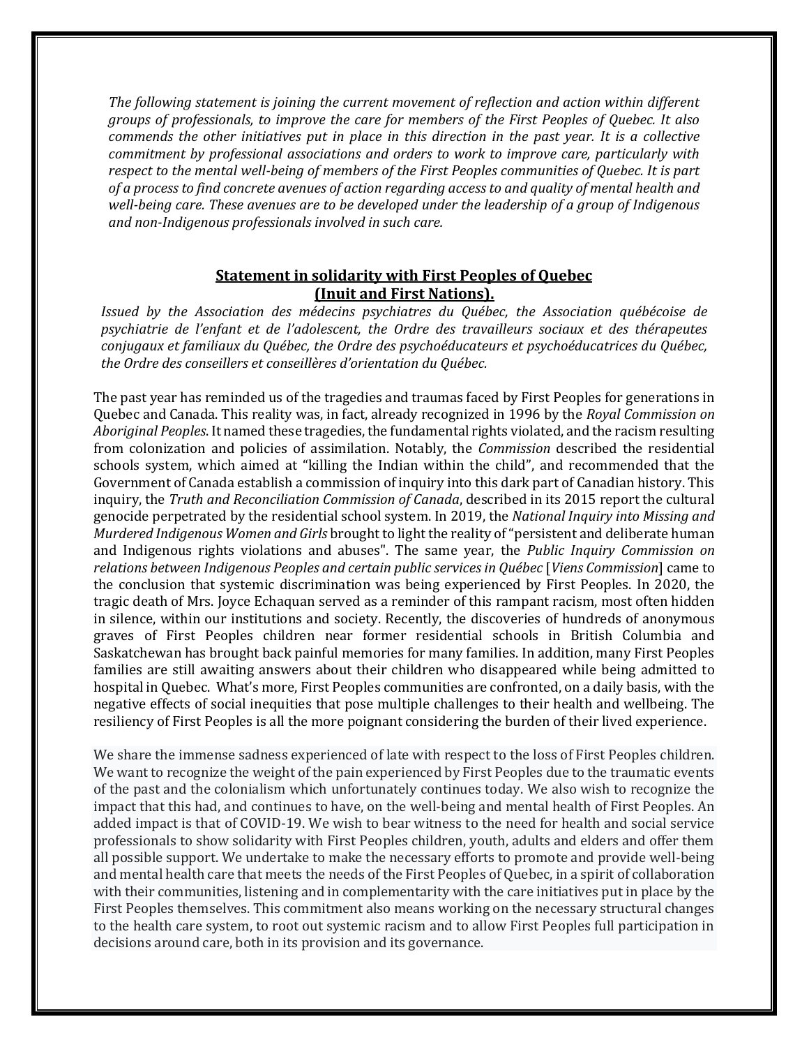*The following statement is joining the current movement of reflection and action within different groups of professionals, to improve the care for members of the First Peoples of Quebec. It also commends the other initiatives put in place in this direction in the past year. It is a collective commitment by professional associations and orders to work to improve care, particularly with respect to the mental well-being of members of the First Peoples communities of Quebec. It is part of a process to find concrete avenues of action regarding access to and quality of mental health and well-being care. These avenues are to be developed under the leadership of a group of Indigenous and non-Indigenous professionals involved in such care.*

## Statement in solidarity with First Peoples of Quebec (Inuit and First Nations).

*Issued by the Association des médecins psychiatres du Québec, the Association québécoise de psychiatrie de l'enfant et de l'adolescent, the Ordre des travailleurs sociaux et des thérapeutes conjugaux et familiaux du Québec, the Ordre des psychoéducateurs et psychoéducatrices du Québec, the Ordre des conseillers et conseillères d'orientation du Québec.*

The past year has reminded us of the tragedies and traumas faced by First Peoples for generations in Quebec and Canada. This reality was, in fact, already recognized in 1996 by the *Royal Commission on Aboriginal Peoples*. It named these tragedies, the fundamental rights violated, and the racism resulting from colonization and policies of assimilation. Notably, the *Commission* described the residential schools system, which aimed at "killing the Indian within the child", and recommended that the Government of Canada establish a commission of inquiry into this dark part of Canadian history. This inquiry, the *Truth and Reconciliation Commission of Canada*, described in its 2015 report the cultural genocide perpetrated by the residential school system. In 2019, the *National Inquiry into Missing and Murdered Indigenous Women and Girls* brought to light the reality of "persistent and deliberate human and Indigenous rights violations and abuses". The same year, the *Public Inquiry Commission on relations between Indigenous Peoples and certain public services in Québec* [*Viens Commission*] came to the conclusion that systemic discrimination was being experienced by First Peoples. In 2020, the tragic death of Mrs. Joyce Echaquan served as a reminder of this rampant racism, most often hidden in silence, within our institutions and society. Recently, the discoveries of hundreds of anonymous graves of First Peoples children near former residential schools in British Columbia and Saskatchewan has brought back painful memories for many families. In addition, many First Peoples families are still awaiting answers about their children who disappeared while being admitted to hospital in Quebec. What's more, First Peoples communities are confronted, on a daily basis, with the negative effects of social inequities that pose multiple challenges to their health and wellbeing. The resiliency of First Peoples is all the more poignant considering the burden of their lived experience.

We share the immense sadness experienced of late with respect to the loss of First Peoples children. We want to recognize the weight of the pain experienced by First Peoples due to the traumatic events of the past and the colonialism which unfortunately continues today. We also wish to recognize the impact that this had, and continues to have, on the well-being and mental health of First Peoples. An added impact is that of COVID-19. We wish to bear witness to the need for health and social service professionals to show solidarity with First Peoples children, youth, adults and elders and offer them all possible support. We undertake to make the necessary efforts to promote and provide well-being and mental health care that meets the needs of the First Peoples of Quebec, in a spirit of collaboration with their communities, listening and in complementarity with the care initiatives put in place by the First Peoples themselves. This commitment also means working on the necessary structural changes to the health care system, to root out systemic racism and to allow First Peoples full participation in decisions around care, both in its provision and its governance.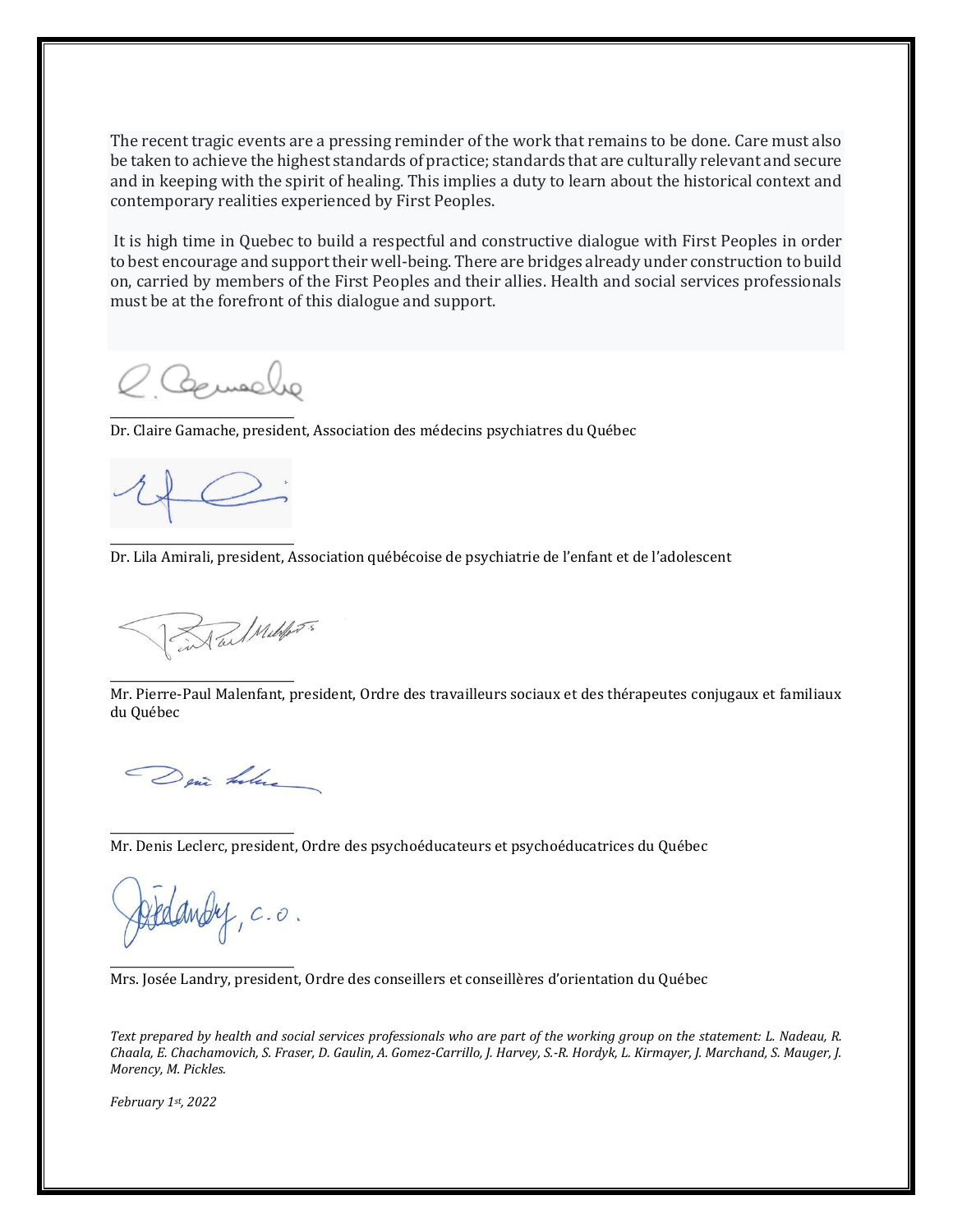The recent tragic events are a pressing reminder of the work that remains to be done. Care must also be taken to achieve the highest standards of practice; standards that are culturally relevant and secure and in keeping with the spirit of healing. This implies a duty to learn about the historical context and contemporary realities experienced by First Peoples.

It is high time in Quebec to build a respectful and constructive dialogue with First Peoples in order to best encourage and support their well-being. There are bridges already under construction to build on, carried by members of the First Peoples and their allies. Health and social services professionals must be at the forefront of this dialogue and support.

Dr. Claire Gamache, president, Association des médecins psychiatres du Québec

Dr. Lila Amirali, president, Association québécoise de psychiatrie de l'enfant et de l'adolescent

Mr. Pierre-Paul Malenfant, president, Ordre des travailleurs sociaux et des thérapeutes conjugaux et familiaux du Québec

Mr. Denis Leclerc, president, Ordre des psychoéducateurs et psychoéducatrices du Québec

Mrs. Josée Landry, president, Ordre des conseillers et conseillères d'orientation du Québec

*Text prepared by health and social services professionals who are part of the working group on the statement: L. Nadeau, R. Chaala, E. Chachamovich, S. Fraser, D. Gaulin, A. Gomez-Carrillo, J. Harvey, S.-R. Hordyk, L. Kirmayer, J. Marchand, S. Mauger, J. Morency, M. Pickles.*

*February 1st, 2022*